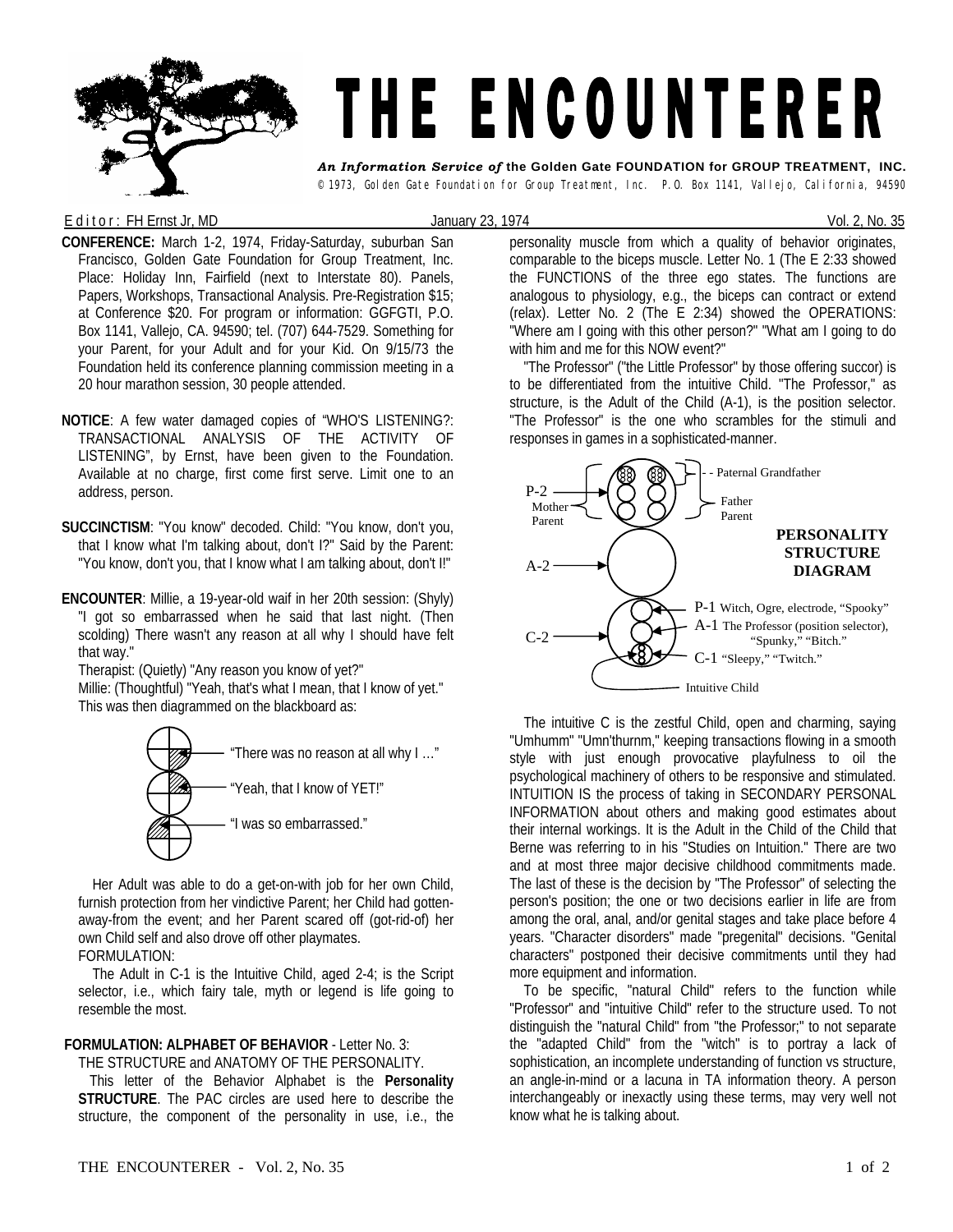# THE ENCOUNTERER

***An Information Service of*** **the Golden Gate FOUNDATION for GROUP TREATMENT, INC.**
© 1973, Golden Gate Foundation for Group Treatment, Inc. P.O. Box 1141, Vallejo, California, 94590

Editor: FH Ernst Jr, MD — January 23, 1974 — Vol. 2, No. 35

**CONFERENCE:** March 1-2, 1974, Friday-Saturday, suburban San Francisco, Golden Gate Foundation for Group Treatment, Inc. Place: Holiday Inn, Fairfield (next to Interstate 80). Panels, Papers, Workshops, Transactional Analysis. Pre-Registration $15; at Conference $20. For program or information: GGFGTI, P.O. Box 1141, Vallejo, CA. 94590; tel. (707) 644-7529. Something for your Parent, for your Adult and for your Kid. On 9/15/73 the Foundation held its conference planning commission meeting in a 20 hour marathon session, 30 people attended.

**NOTICE**: A few water damaged copies of "WHO'S LISTENING?: TRANSACTIONAL ANALYSIS OF THE ACTIVITY OF LISTENING", by Ernst, have been given to the Foundation. Available at no charge, first come first serve. Limit one to an address, person.

**SUCCINCTISM**: "You know" decoded. Child: "You know, don't you, that I know what I'm talking about, don't I?" Said by the Parent: "You know, don't you, that I know what I am talking about, don't I!"

**ENCOUNTER**: Millie, a 19-year-old waif in her 20th session: (Shyly) "I got so embarrassed when he said that last night. (Then scolding) There wasn't any reason at all why I should have felt that way."

Therapist: (Quietly) "Any reason you know of yet?"

Millie: (Thoughtful) "Yeah, that's what I mean, that I know of yet."

This was then diagrammed on the blackboard as:

"There was no reason at all why I …"

"Yeah, that I know of YET!"

"I was so embarrassed."

Her Adult was able to do a get-on-with job for her own Child, furnish protection from her vindictive Parent; her Child had gotten-away-from the event; and her Parent scared off (got-rid-of) her own Child self and also drove off other playmates.

FORMULATION:

The Adult in C-1 is the Intuitive Child, aged 2-4; is the Script selector, i.e., which fairy tale, myth or legend is life going to resemble the most.

**FORMULATION: ALPHABET OF BEHAVIOR** - Letter No. 3:

THE STRUCTURE and ANATOMY OF THE PERSONALITY.

This letter of the Behavior Alphabet is the **Personality STRUCTURE**. The PAC circles are used here to describe the structure, the component of the personality in use, i.e., the personality muscle from which a quality of behavior originates, comparable to the biceps muscle. Letter No. 1 (The E 2:33 showed the FUNCTIONS of the three ego states. The functions are analogous to physiology, e.g., the biceps can contract or extend (relax). Letter No. 2 (The E 2:34) showed the OPERATIONS: "Where am I going with this other person?" "What am I going to do with him and me for this NOW event?"

"The Professor" ("the Little Professor" by those offering succor) is to be differentiated from the intuitive Child. "The Professor," as structure, is the Adult of the Child (A-1), is the position selector. "The Professor" is the one who scrambles for the stimuli and responses in games in a sophisticated-manner.

**PERSONALITY STRUCTURE DIAGRAM**

- P-2 — Mother Parent; Father Parent; - - Paternal Grandfather
- A-2
- C-2
  - P-1 Witch, Ogre, electrode, "Spooky"
  - A-1 The Professor (position selector), "Spunky," "Bitch."
  - C-1 "Sleepy," "Twitch."
  - Intuitive Child

The intuitive C is the zestful Child, open and charming, saying "Umhumm" "Umn'thurnm," keeping transactions flowing in a smooth style with just enough provocative playfulness to oil the psychological machinery of others to be responsive and stimulated. INTUITION IS the process of taking in SECONDARY PERSONAL INFORMATION about others and making good estimates about their internal workings. It is the Adult in the Child of the Child that Berne was referring to in his "Studies on Intuition." There are two and at most three major decisive childhood commitments made. The last of these is the decision by "The Professor" of selecting the person's position; the one or two decisions earlier in life are from among the oral, anal, and/or genital stages and take place before 4 years. "Character disorders" made "pregenital" decisions. "Genital characters" postponed their decisive commitments until they had more equipment and information.

To be specific, "natural Child" refers to the function while "Professor" and "intuitive Child" refer to the structure used. To not distinguish the "natural Child" from "the Professor;" to not separate the "adapted Child" from the "witch" is to portray a lack of sophistication, an incomplete understanding of function vs structure, an angle-in-mind or a lacuna in TA information theory. A person interchangeably or inexactly using these terms, may very well not know what he is talking about.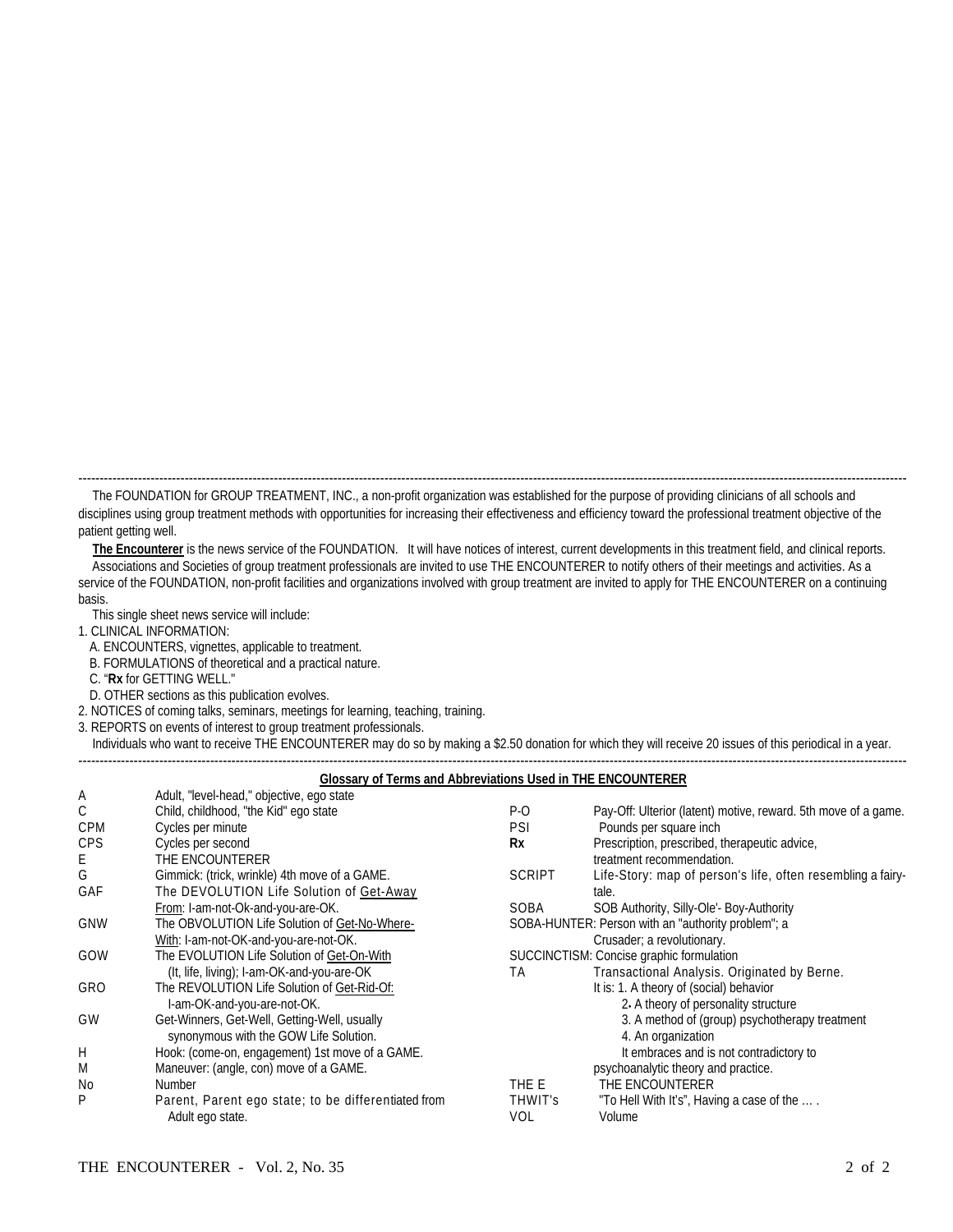---

The FOUNDATION for GROUP TREATMENT, INC., a non-profit organization was established for the purpose of providing clinicians of all schools and disciplines using group treatment methods with opportunities for increasing their effectiveness and efficiency toward the professional treatment objective of the patient getting well.

**The Encounterer** is the news service of the FOUNDATION. It will have notices of interest, current developments in this treatment field, and clinical reports.

Associations and Societies of group treatment professionals are invited to use THE ENCOUNTERER to notify others of their meetings and activities. As a service of the FOUNDATION, non-profit facilities and organizations involved with group treatment are invited to apply for THE ENCOUNTERER on a continuing basis.

This single sheet news service will include:

1. CLINICAL INFORMATION:
   A. ENCOUNTERS, vignettes, applicable to treatment.
   B. FORMULATIONS of theoretical and a practical nature.
   C. "**Rx** for GETTING WELL."
   D. OTHER sections as this publication evolves.
2. NOTICES of coming talks, seminars, meetings for learning, teaching, training.
3. REPORTS on events of interest to group treatment professionals.

Individuals who want to receive THE ENCOUNTERER may do so by making a $2.50 donation for which they will receive 20 issues of this periodical in a year.

---

## Glossary of Terms and Abbreviations Used in THE ENCOUNTERER

| | |
|---|---|
| A | Adult, "level-head," objective, ego state |
| C | Child, childhood, "the Kid" ego state |
| CPM | Cycles per minute |
| CPS | Cycles per second |
| E | THE ENCOUNTERER |
| G | Gimmick: (trick, wrinkle) 4th move of a GAME. |
| GAF | The DEVOLUTION Life Solution of Get-Away From: I-am-not-Ok-and-you-are-OK. |
| GNW | The OBVOLUTION Life Solution of Get-No-Where-With: I-am-not-OK-and-you-are-not-OK. |
| GOW | The EVOLUTION Life Solution of Get-On-With (It, life, living); I-am-OK-and-you-are-OK |
| GRO | The REVOLUTION Life Solution of Get-Rid-Of: I-am-OK-and-you-are-not-OK. |
| GW | Get-Winners, Get-Well, Getting-Well, usually synonymous with the GOW Life Solution. |
| H | Hook: (come-on, engagement) 1st move of a GAME. |
| M | Maneuver: (angle, con) move of a GAME. |
| No | Number |
| P | Parent, Parent ego state; to be differentiated from Adult ego state. |
| P-O | Pay-Off: Ulterior (latent) motive, reward. 5th move of a game. |
| PSI | Pounds per square inch |
| **Rx** | Prescription, prescribed, therapeutic advice, treatment recommendation. |
| SCRIPT | Life-Story: map of person's life, often resembling a fairy-tale. |
| SOBA | SOB Authority, Silly-Ole'- Boy-Authority |
| SOBA-HUNTER | Person with an "authority problem"; a Crusader; a revolutionary. |
| SUCCINCTISM | Concise graphic formulation |
| TA | Transactional Analysis. Originated by Berne. It is: 1. A theory of (social) behavior 2. A theory of personality structure 3. A method of (group) psychotherapy treatment 4. An organization. It embraces and is not contradictory to psychoanalytic theory and practice. |
| THE E | THE ENCOUNTERER |
| THWIT's | "To Hell With It's", Having a case of the … . |
| VOL | Volume |